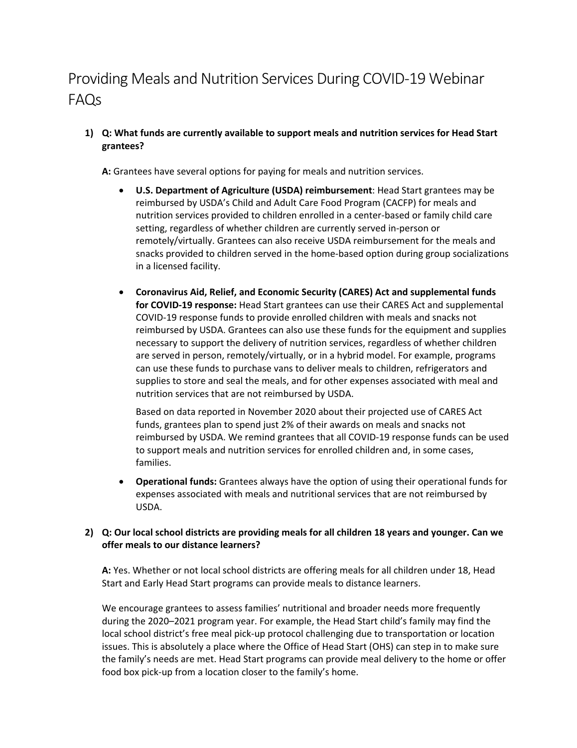# Providing Meals and Nutrition Services During COVID-19 Webinar FAQs

1) **Q: What funds are currently available to support meals and nutrition services for Head Start grantees?**

   **A:** Grantees have several options for paying for meals and nutrition services.

   - **U.S. Department of Agriculture (USDA) reimbursement**: Head Start grantees may be reimbursed by USDA's Child and Adult Care Food Program (CACFP) for meals and nutrition services provided to children enrolled in a center-based or family child care setting, regardless of whether children are currently served in-person or remotely/virtually. Grantees can also receive USDA reimbursement for the meals and snacks provided to children served in the home-based option during group socializations in a licensed facility.

   - **Coronavirus Aid, Relief, and Economic Security (CARES) Act and supplemental funds for COVID-19 response:** Head Start grantees can use their CARES Act and supplemental COVID-19 response funds to provide enrolled children with meals and snacks not reimbursed by USDA. Grantees can also use these funds for the equipment and supplies necessary to support the delivery of nutrition services, regardless of whether children are served in person, remotely/virtually, or in a hybrid model. For example, programs can use these funds to purchase vans to deliver meals to children, refrigerators and supplies to store and seal the meals, and for other expenses associated with meal and nutrition services that are not reimbursed by USDA.

     Based on data reported in November 2020 about their projected use of CARES Act funds, grantees plan to spend just 2% of their awards on meals and snacks not reimbursed by USDA. We remind grantees that all COVID-19 response funds can be used to support meals and nutrition services for enrolled children and, in some cases, families.

   - **Operational funds:** Grantees always have the option of using their operational funds for expenses associated with meals and nutritional services that are not reimbursed by USDA.

2) **Q: Our local school districts are providing meals for all children 18 years and younger. Can we offer meals to our distance learners?**

   **A:** Yes. Whether or not local school districts are offering meals for all children under 18, Head Start and Early Head Start programs can provide meals to distance learners.

   We encourage grantees to assess families' nutritional and broader needs more frequently during the 2020–2021 program year. For example, the Head Start child's family may find the local school district's free meal pick-up protocol challenging due to transportation or location issues. This is absolutely a place where the Office of Head Start (OHS) can step in to make sure the family's needs are met. Head Start programs can provide meal delivery to the home or offer food box pick-up from a location closer to the family's home.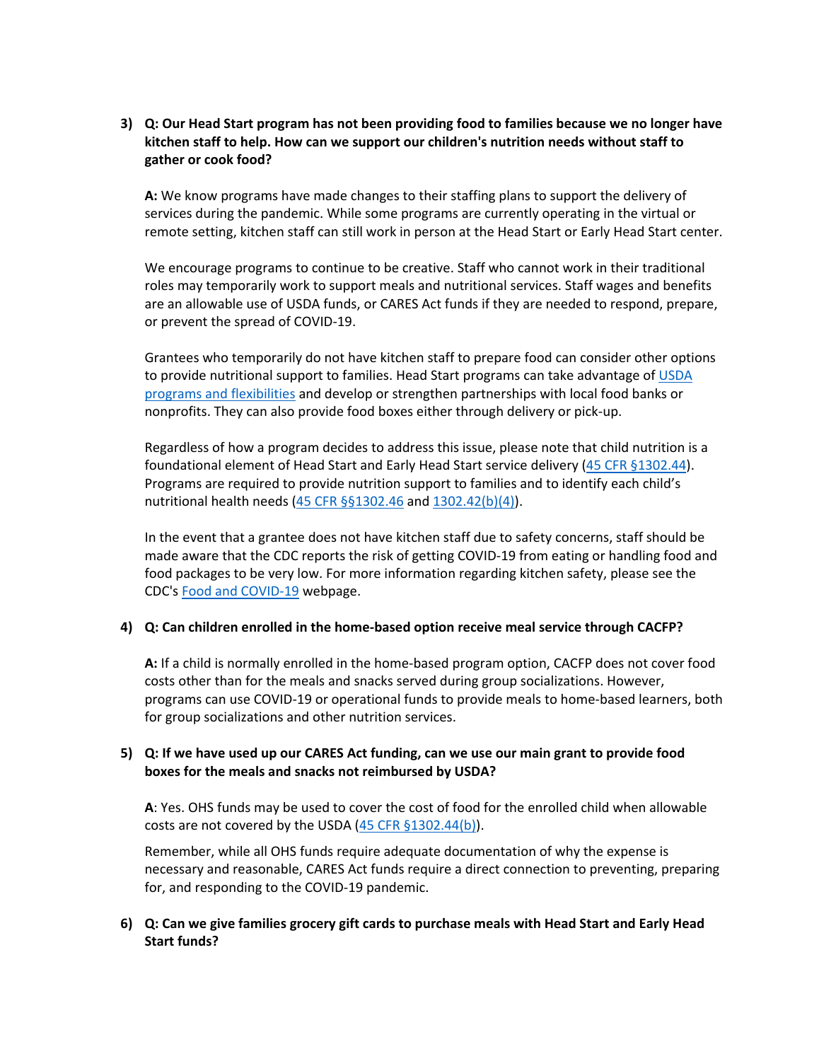3) **Q: Our Head Start program has not been providing food to families because we no longer have kitchen staff to help. How can we support our children's nutrition needs without staff to gather or cook food?**

   **A:** We know programs have made changes to their staffing plans to support the delivery of services during the pandemic. While some programs are currently operating in the virtual or remote setting, kitchen staff can still work in person at the Head Start or Early Head Start center.

   We encourage programs to continue to be creative. Staff who cannot work in their traditional roles may temporarily work to support meals and nutritional services. Staff wages and benefits are an allowable use of USDA funds, or CARES Act funds if they are needed to respond, prepare, or prevent the spread of COVID-19.

   Grantees who temporarily do not have kitchen staff to prepare food can consider other options to provide nutritional support to families. Head Start programs can take advantage of USDA programs and flexibilities and develop or strengthen partnerships with local food banks or nonprofits. They can also provide food boxes either through delivery or pick-up.

   Regardless of how a program decides to address this issue, please note that child nutrition is a foundational element of Head Start and Early Head Start service delivery (45 CFR §1302.44). Programs are required to provide nutrition support to families and to identify each child's nutritional health needs (45 CFR §§1302.46 and 1302.42(b)(4)).

   In the event that a grantee does not have kitchen staff due to safety concerns, staff should be made aware that the CDC reports the risk of getting COVID-19 from eating or handling food and food packages to be very low. For more information regarding kitchen safety, please see the CDC's Food and COVID-19 webpage.

4) **Q: Can children enrolled in the home-based option receive meal service through CACFP?**

   **A:** If a child is normally enrolled in the home-based program option, CACFP does not cover food costs other than for the meals and snacks served during group socializations. However, programs can use COVID-19 or operational funds to provide meals to home-based learners, both for group socializations and other nutrition services.

5) **Q: If we have used up our CARES Act funding, can we use our main grant to provide food boxes for the meals and snacks not reimbursed by USDA?**

   **A**: Yes. OHS funds may be used to cover the cost of food for the enrolled child when allowable costs are not covered by the USDA (45 CFR §1302.44(b)).

   Remember, while all OHS funds require adequate documentation of why the expense is necessary and reasonable, CARES Act funds require a direct connection to preventing, preparing for, and responding to the COVID-19 pandemic.

6) **Q: Can we give families grocery gift cards to purchase meals with Head Start and Early Head Start funds?**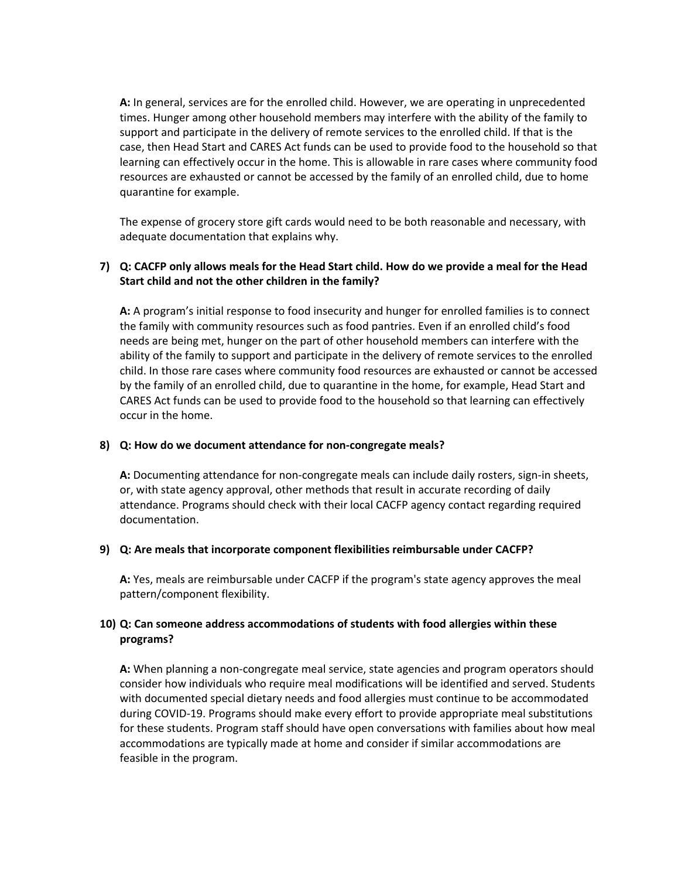**A:** In general, services are for the enrolled child. However, we are operating in unprecedented times. Hunger among other household members may interfere with the ability of the family to support and participate in the delivery of remote services to the enrolled child. If that is the case, then Head Start and CARES Act funds can be used to provide food to the household so that learning can effectively occur in the home. This is allowable in rare cases where community food resources are exhausted or cannot be accessed by the family of an enrolled child, due to home quarantine for example.

The expense of grocery store gift cards would need to be both reasonable and necessary, with adequate documentation that explains why.

7) **Q: CACFP only allows meals for the Head Start child. How do we provide a meal for the Head Start child and not the other children in the family?**

**A:** A program's initial response to food insecurity and hunger for enrolled families is to connect the family with community resources such as food pantries. Even if an enrolled child's food needs are being met, hunger on the part of other household members can interfere with the ability of the family to support and participate in the delivery of remote services to the enrolled child. In those rare cases where community food resources are exhausted or cannot be accessed by the family of an enrolled child, due to quarantine in the home, for example, Head Start and CARES Act funds can be used to provide food to the household so that learning can effectively occur in the home.

8) **Q: How do we document attendance for non-congregate meals?**

**A:** Documenting attendance for non-congregate meals can include daily rosters, sign-in sheets, or, with state agency approval, other methods that result in accurate recording of daily attendance. Programs should check with their local CACFP agency contact regarding required documentation.

9) **Q: Are meals that incorporate component flexibilities reimbursable under CACFP?**

**A:** Yes, meals are reimbursable under CACFP if the program's state agency approves the meal pattern/component flexibility.

10) **Q: Can someone address accommodations of students with food allergies within these programs?**

**A:** When planning a non-congregate meal service, state agencies and program operators should consider how individuals who require meal modifications will be identified and served. Students with documented special dietary needs and food allergies must continue to be accommodated during COVID-19. Programs should make every effort to provide appropriate meal substitutions for these students. Program staff should have open conversations with families about how meal accommodations are typically made at home and consider if similar accommodations are feasible in the program.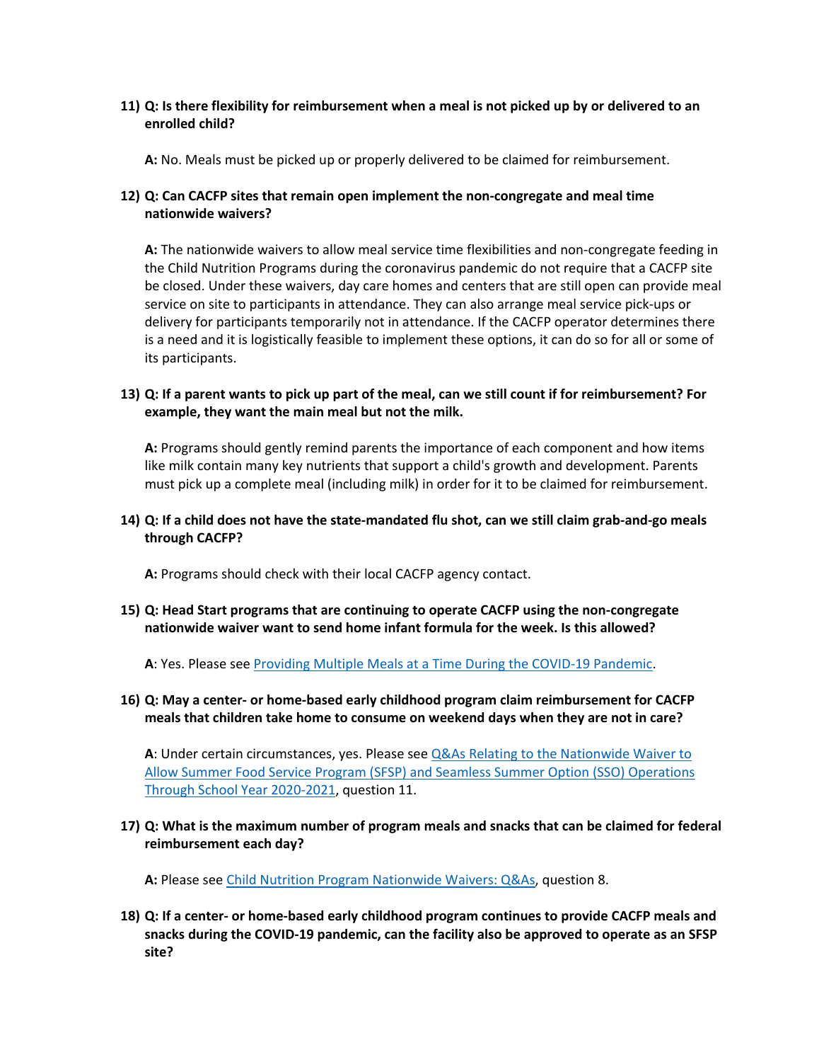11) **Q: Is there flexibility for reimbursement when a meal is not picked up by or delivered to an enrolled child?**

    **A:** No. Meals must be picked up or properly delivered to be claimed for reimbursement.

12) **Q: Can CACFP sites that remain open implement the non-congregate and meal time nationwide waivers?**

    **A:** The nationwide waivers to allow meal service time flexibilities and non-congregate feeding in the Child Nutrition Programs during the coronavirus pandemic do not require that a CACFP site be closed. Under these waivers, day care homes and centers that are still open can provide meal service on site to participants in attendance. They can also arrange meal service pick-ups or delivery for participants temporarily not in attendance. If the CACFP operator determines there is a need and it is logistically feasible to implement these options, it can do so for all or some of its participants.

13) **Q: If a parent wants to pick up part of the meal, can we still count if for reimbursement? For example, they want the main meal but not the milk.**

    **A:** Programs should gently remind parents the importance of each component and how items like milk contain many key nutrients that support a child's growth and development. Parents must pick up a complete meal (including milk) in order for it to be claimed for reimbursement.

14) **Q: If a child does not have the state-mandated flu shot, can we still claim grab-and-go meals through CACFP?**

    **A:** Programs should check with their local CACFP agency contact.

15) **Q: Head Start programs that are continuing to operate CACFP using the non-congregate nationwide waiver want to send home infant formula for the week. Is this allowed?**

    **A**: Yes. Please see Providing Multiple Meals at a Time During the COVID-19 Pandemic.

16) **Q: May a center- or home-based early childhood program claim reimbursement for CACFP meals that children take home to consume on weekend days when they are not in care?**

    **A**: Under certain circumstances, yes. Please see Q&As Relating to the Nationwide Waiver to Allow Summer Food Service Program (SFSP) and Seamless Summer Option (SSO) Operations Through School Year 2020-2021, question 11.

17) **Q: What is the maximum number of program meals and snacks that can be claimed for federal reimbursement each day?**

    **A:** Please see Child Nutrition Program Nationwide Waivers: Q&As, question 8.

18) **Q: If a center- or home-based early childhood program continues to provide CACFP meals and snacks during the COVID-19 pandemic, can the facility also be approved to operate as an SFSP site?**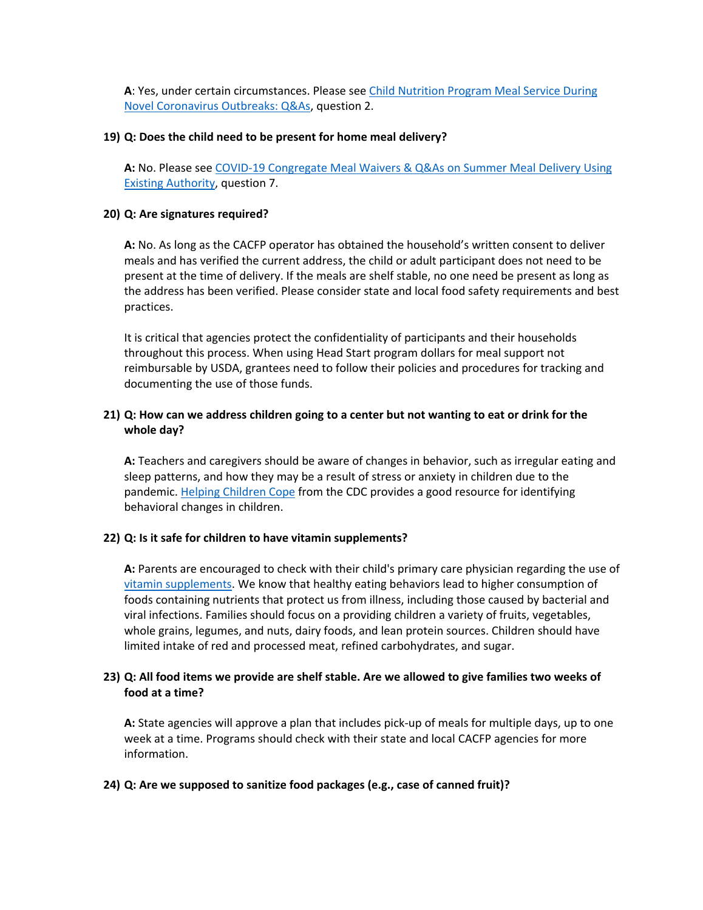**A**: Yes, under certain circumstances. Please see [Child Nutrition Program Meal Service During Novel Coronavirus Outbreaks: Q&As](), question 2.

**19) Q: Does the child need to be present for home meal delivery?**

**A:** No. Please see [COVID-19 Congregate Meal Waivers & Q&As on Summer Meal Delivery Using Existing Authority](), question 7.

**20) Q: Are signatures required?**

**A:** No. As long as the CACFP operator has obtained the household's written consent to deliver meals and has verified the current address, the child or adult participant does not need to be present at the time of delivery. If the meals are shelf stable, no one need be present as long as the address has been verified. Please consider state and local food safety requirements and best practices.

It is critical that agencies protect the confidentiality of participants and their households throughout this process. When using Head Start program dollars for meal support not reimbursable by USDA, grantees need to follow their policies and procedures for tracking and documenting the use of those funds.

**21) Q: How can we address children going to a center but not wanting to eat or drink for the whole day?**

**A:** Teachers and caregivers should be aware of changes in behavior, such as irregular eating and sleep patterns, and how they may be a result of stress or anxiety in children due to the pandemic. [Helping Children Cope]() from the CDC provides a good resource for identifying behavioral changes in children.

**22) Q: Is it safe for children to have vitamin supplements?**

**A:** Parents are encouraged to check with their child's primary care physician regarding the use of [vitamin supplements](). We know that healthy eating behaviors lead to higher consumption of foods containing nutrients that protect us from illness, including those caused by bacterial and viral infections. Families should focus on a providing children a variety of fruits, vegetables, whole grains, legumes, and nuts, dairy foods, and lean protein sources. Children should have limited intake of red and processed meat, refined carbohydrates, and sugar.

**23) Q: All food items we provide are shelf stable. Are we allowed to give families two weeks of food at a time?**

**A:** State agencies will approve a plan that includes pick-up of meals for multiple days, up to one week at a time. Programs should check with their state and local CACFP agencies for more information.

**24) Q: Are we supposed to sanitize food packages (e.g., case of canned fruit)?**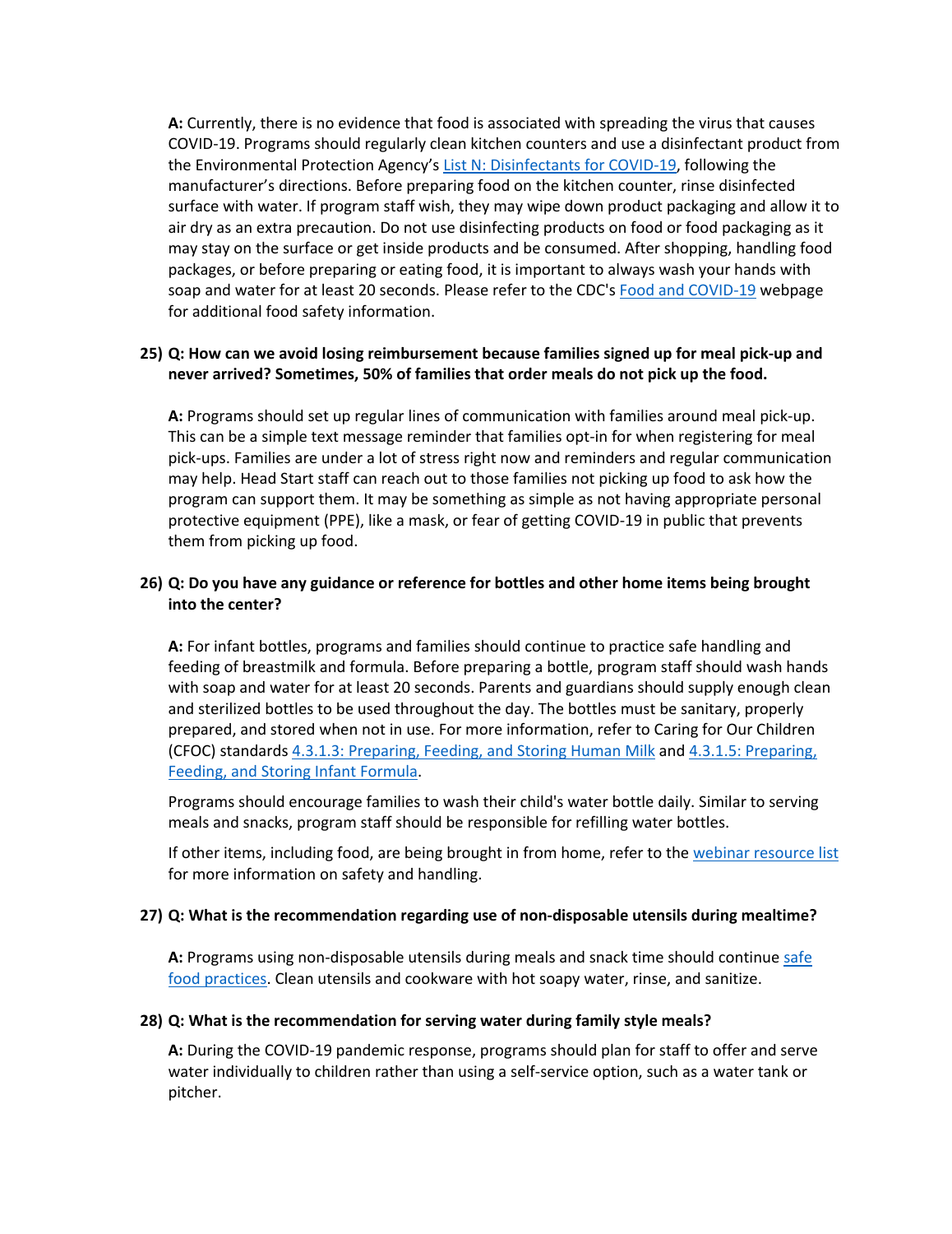**A:** Currently, there is no evidence that food is associated with spreading the virus that causes COVID-19. Programs should regularly clean kitchen counters and use a disinfectant product from the Environmental Protection Agency's [List N: Disinfectants for COVID-19](), following the manufacturer's directions. Before preparing food on the kitchen counter, rinse disinfected surface with water. If program staff wish, they may wipe down product packaging and allow it to air dry as an extra precaution. Do not use disinfecting products on food or food packaging as it may stay on the surface or get inside products and be consumed. After shopping, handling food packages, or before preparing or eating food, it is important to always wash your hands with soap and water for at least 20 seconds. Please refer to the CDC's [Food and COVID-19]() webpage for additional food safety information.

**25) Q: How can we avoid losing reimbursement because families signed up for meal pick-up and never arrived? Sometimes, 50% of families that order meals do not pick up the food.**

**A:** Programs should set up regular lines of communication with families around meal pick-up. This can be a simple text message reminder that families opt-in for when registering for meal pick-ups. Families are under a lot of stress right now and reminders and regular communication may help. Head Start staff can reach out to those families not picking up food to ask how the program can support them. It may be something as simple as not having appropriate personal protective equipment (PPE), like a mask, or fear of getting COVID-19 in public that prevents them from picking up food.

**26) Q: Do you have any guidance or reference for bottles and other home items being brought into the center?**

**A:** For infant bottles, programs and families should continue to practice safe handling and feeding of breastmilk and formula. Before preparing a bottle, program staff should wash hands with soap and water for at least 20 seconds. Parents and guardians should supply enough clean and sterilized bottles to be used throughout the day. The bottles must be sanitary, properly prepared, and stored when not in use. For more information, refer to Caring for Our Children (CFOC) standards [4.3.1.3: Preparing, Feeding, and Storing Human Milk]() and [4.3.1.5: Preparing, Feeding, and Storing Infant Formula]().

Programs should encourage families to wash their child's water bottle daily. Similar to serving meals and snacks, program staff should be responsible for refilling water bottles.

If other items, including food, are being brought in from home, refer to the [webinar resource list]() for more information on safety and handling.

**27) Q: What is the recommendation regarding use of non-disposable utensils during mealtime?**

**A:** Programs using non-disposable utensils during meals and snack time should continue [safe food practices](). Clean utensils and cookware with hot soapy water, rinse, and sanitize.

**28) Q: What is the recommendation for serving water during family style meals?**

**A:** During the COVID-19 pandemic response, programs should plan for staff to offer and serve water individually to children rather than using a self-service option, such as a water tank or pitcher.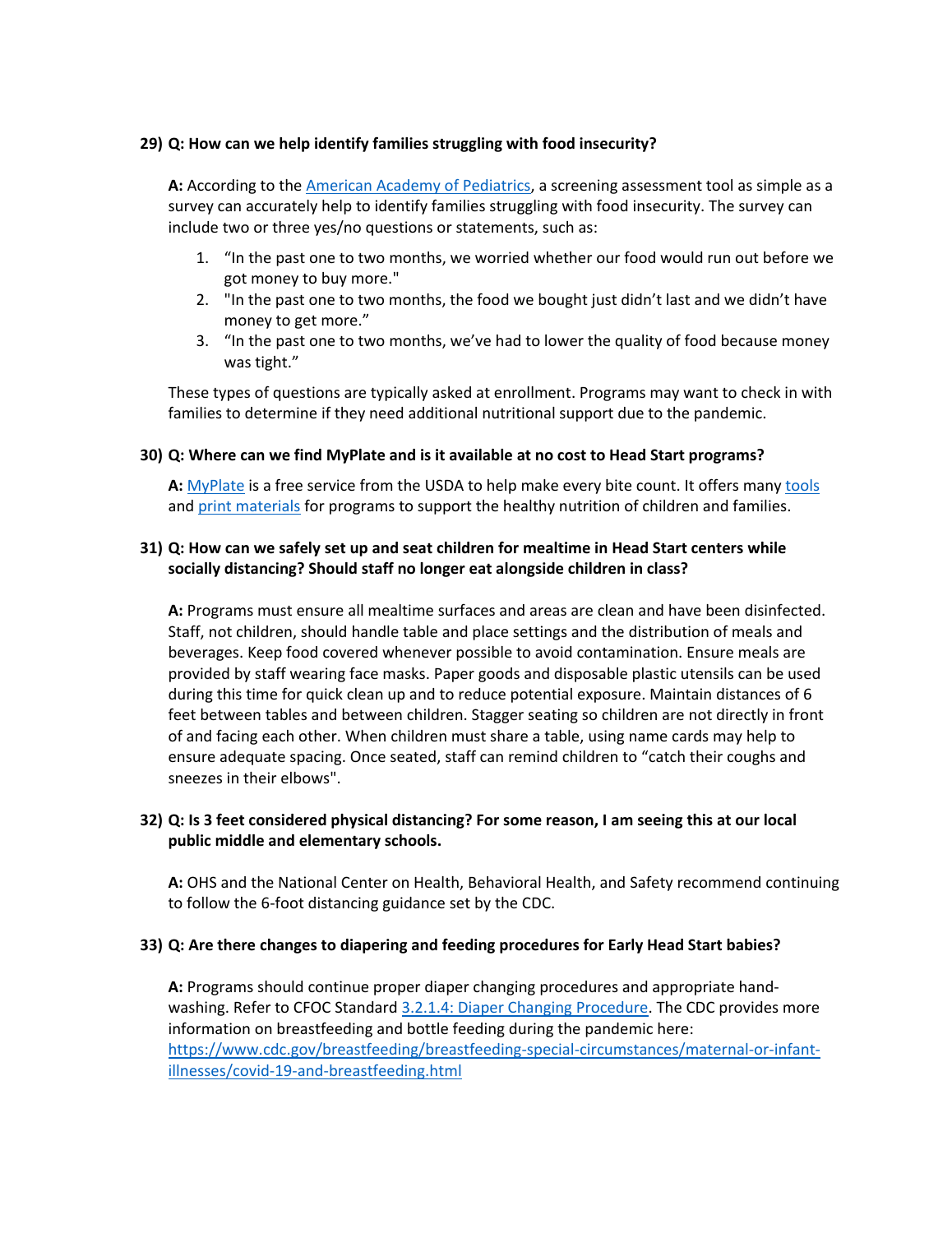**29) Q: How can we help identify families struggling with food insecurity?**

**A:** According to the American Academy of Pediatrics, a screening assessment tool as simple as a survey can accurately help to identify families struggling with food insecurity. The survey can include two or three yes/no questions or statements, such as:

1. "In the past one to two months, we worried whether our food would run out before we got money to buy more."
2. "In the past one to two months, the food we bought just didn't last and we didn't have money to get more."
3. "In the past one to two months, we've had to lower the quality of food because money was tight."

These types of questions are typically asked at enrollment. Programs may want to check in with families to determine if they need additional nutritional support due to the pandemic.

**30) Q: Where can we find MyPlate and is it available at no cost to Head Start programs?**

**A:** MyPlate is a free service from the USDA to help make every bite count. It offers many tools and print materials for programs to support the healthy nutrition of children and families.

**31) Q: How can we safely set up and seat children for mealtime in Head Start centers while socially distancing? Should staff no longer eat alongside children in class?**

**A:** Programs must ensure all mealtime surfaces and areas are clean and have been disinfected. Staff, not children, should handle table and place settings and the distribution of meals and beverages. Keep food covered whenever possible to avoid contamination. Ensure meals are provided by staff wearing face masks. Paper goods and disposable plastic utensils can be used during this time for quick clean up and to reduce potential exposure. Maintain distances of 6 feet between tables and between children. Stagger seating so children are not directly in front of and facing each other. When children must share a table, using name cards may help to ensure adequate spacing. Once seated, staff can remind children to "catch their coughs and sneezes in their elbows".

**32) Q: Is 3 feet considered physical distancing? For some reason, I am seeing this at our local public middle and elementary schools.**

**A:** OHS and the National Center on Health, Behavioral Health, and Safety recommend continuing to follow the 6-foot distancing guidance set by the CDC.

**33) Q: Are there changes to diapering and feeding procedures for Early Head Start babies?**

**A:** Programs should continue proper diaper changing procedures and appropriate hand-washing. Refer to CFOC Standard 3.2.1.4: Diaper Changing Procedure. The CDC provides more information on breastfeeding and bottle feeding during the pandemic here: https://www.cdc.gov/breastfeeding/breastfeeding-special-circumstances/maternal-or-infant-illnesses/covid-19-and-breastfeeding.html